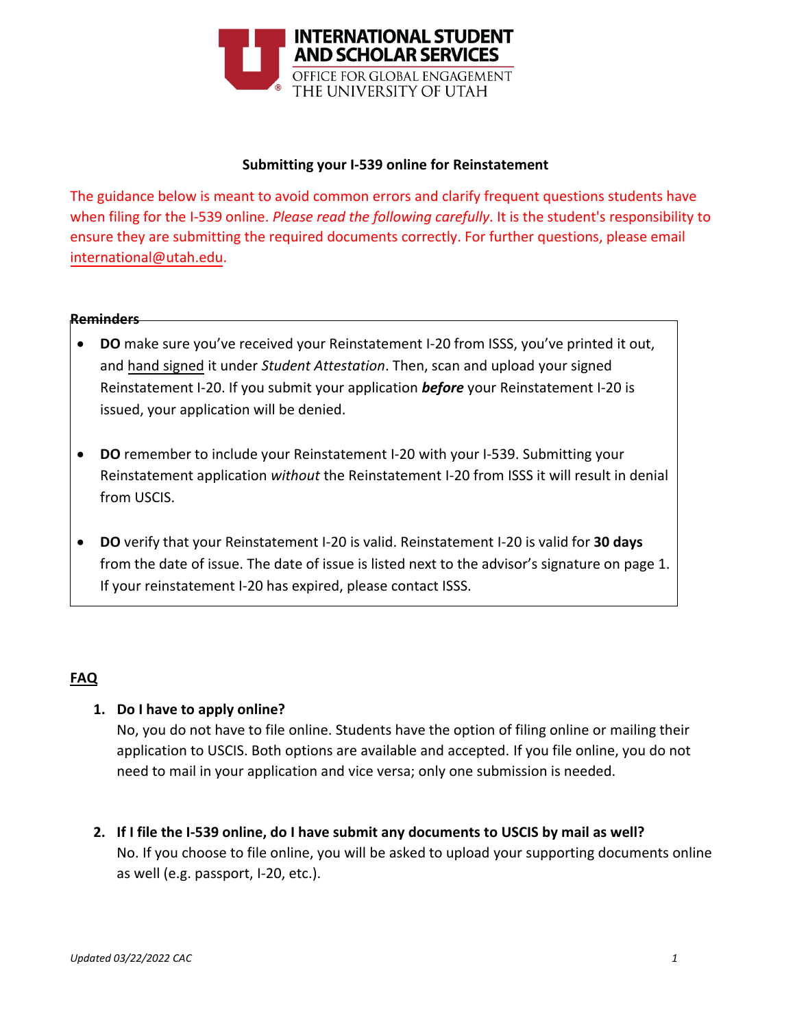INTERNATIONAL STUDENT AND SCHOLAR SERVICES
OFFICE FOR GLOBAL ENGAGEMENT
THE UNIVERSITY OF UTAH

## Submitting your I-539 online for Reinstatement

The guidance below is meant to avoid common errors and clarify frequent questions students have when filing for the I-539 online. *Please read the following carefully*. It is the student's responsibility to ensure they are submitting the required documents correctly. For further questions, please email international@utah.edu.

### Reminders

- **DO** make sure you've received your Reinstatement I-20 from ISSS, you've printed it out, and hand signed it under *Student Attestation*. Then, scan and upload your signed Reinstatement I-20. If you submit your application ***before*** your Reinstatement I-20 is issued, your application will be denied.

- **DO** remember to include your Reinstatement I-20 with your I-539. Submitting your Reinstatement application *without* the Reinstatement I-20 from ISSS it will result in denial from USCIS.

- **DO** verify that your Reinstatement I-20 is valid. Reinstatement I-20 is valid for **30 days** from the date of issue. The date of issue is listed next to the advisor's signature on page 1. If your reinstatement I-20 has expired, please contact ISSS.

### FAQ

1. **Do I have to apply online?**
   No, you do not have to file online. Students have the option of filing online or mailing their application to USCIS. Both options are available and accepted. If you file online, you do not need to mail in your application and vice versa; only one submission is needed.

2. **If I file the I-539 online, do I have submit any documents to USCIS by mail as well?**
   No. If you choose to file online, you will be asked to upload your supporting documents online as well (e.g. passport, I-20, etc.).

*Updated 03/22/2022 CAC*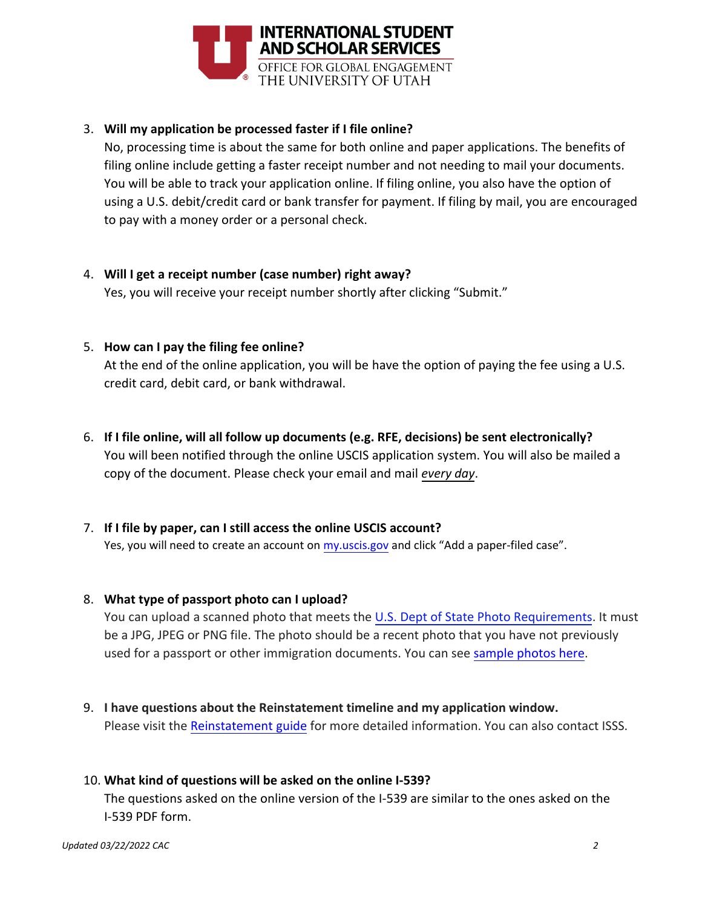3. **Will my application be processed faster if I file online?**
   No, processing time is about the same for both online and paper applications. The benefits of filing online include getting a faster receipt number and not needing to mail your documents. You will be able to track your application online. If filing online, you also have the option of using a U.S. debit/credit card or bank transfer for payment. If filing by mail, you are encouraged to pay with a money order or a personal check.

4. **Will I get a receipt number (case number) right away?**
   Yes, you will receive your receipt number shortly after clicking "Submit."

5. **How can I pay the filing fee online?**
   At the end of the online application, you will be have the option of paying the fee using a U.S. credit card, debit card, or bank withdrawal.

6. **If I file online, will all follow up documents (e.g. RFE, decisions) be sent electronically?**
   You will been notified through the online USCIS application system. You will also be mailed a copy of the document. Please check your email and mail *every day*.

7. **If I file by paper, can I still access the online USCIS account?**
   Yes, you will need to create an account on my.uscis.gov and click "Add a paper-filed case".

8. **What type of passport photo can I upload?**
   You can upload a scanned photo that meets the U.S. Dept of State Photo Requirements. It must be a JPG, JPEG or PNG file. The photo should be a recent photo that you have not previously used for a passport or other immigration documents. You can see sample photos here.

9. **I have questions about the Reinstatement timeline and my application window.**
   Please visit the Reinstatement guide for more detailed information. You can also contact ISSS.

10. **What kind of questions will be asked on the online I-539?**
    The questions asked on the online version of the I-539 are similar to the ones asked on the I-539 PDF form.

*Updated 03/22/2022 CAC*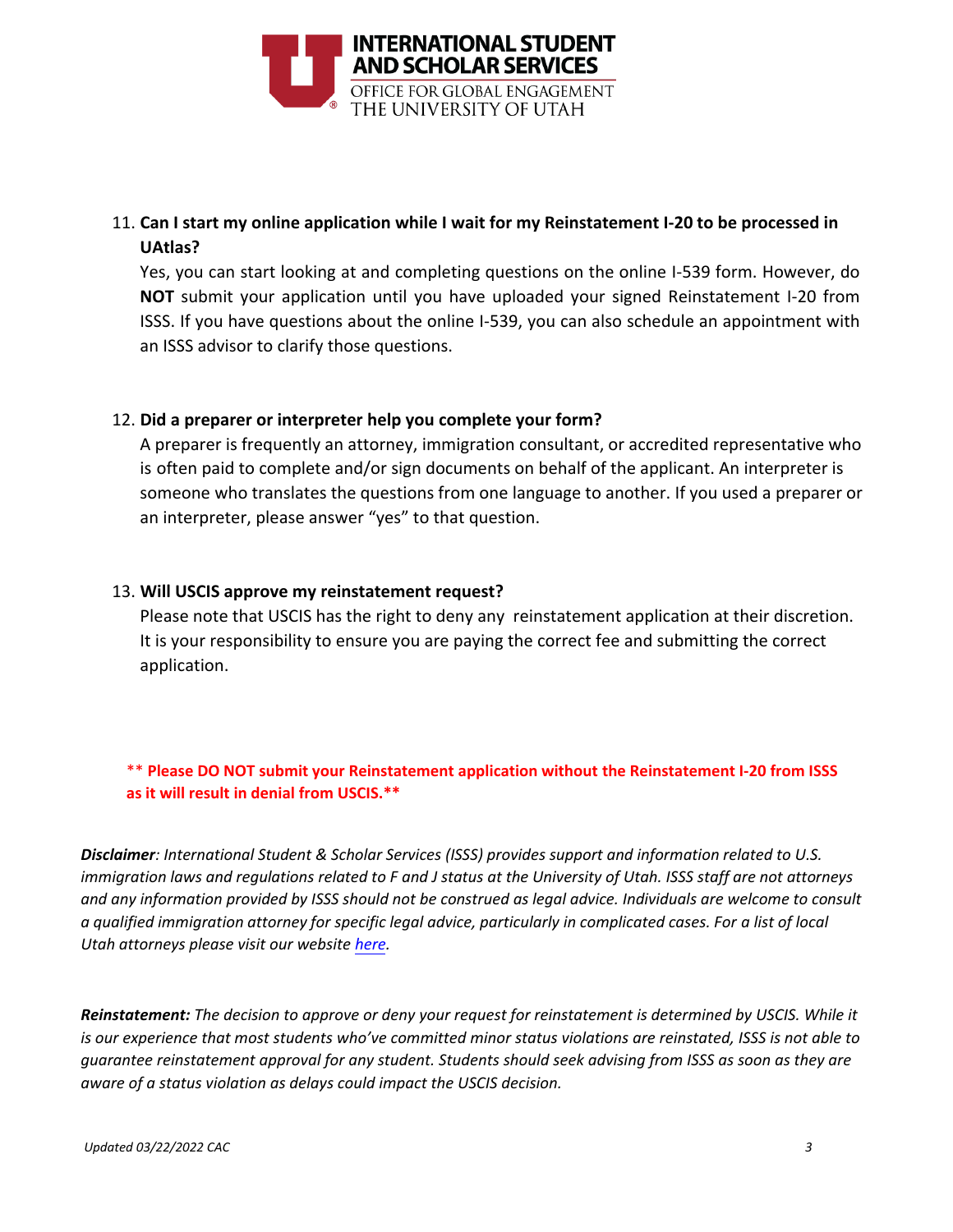11. **Can I start my online application while I wait for my Reinstatement I-20 to be processed in UAtlas?**
    Yes, you can start looking at and completing questions on the online I-539 form. However, do **NOT** submit your application until you have uploaded your signed Reinstatement I-20 from ISSS. If you have questions about the online I-539, you can also schedule an appointment with an ISSS advisor to clarify those questions.

12. **Did a preparer or interpreter help you complete your form?**
    A preparer is frequently an attorney, immigration consultant, or accredited representative who is often paid to complete and/or sign documents on behalf of the applicant. An interpreter is someone who translates the questions from one language to another. If you used a preparer or an interpreter, please answer "yes" to that question.

13. **Will USCIS approve my reinstatement request?**
    Please note that USCIS has the right to deny any reinstatement application at their discretion. It is your responsibility to ensure you are paying the correct fee and submitting the correct application.

**\*\* Please DO NOT submit your Reinstatement application without the Reinstatement I-20 from ISSS as it will result in denial from USCIS.\*\***

***Disclaimer**: International Student & Scholar Services (ISSS) provides support and information related to U.S. immigration laws and regulations related to F and J status at the University of Utah. ISSS staff are not attorneys and any information provided by ISSS should not be construed as legal advice. Individuals are welcome to consult a qualified immigration attorney for specific legal advice, particularly in complicated cases. For a list of local Utah attorneys please visit our website here.*

***Reinstatement:** The decision to approve or deny your request for reinstatement is determined by USCIS. While it is our experience that most students who've committed minor status violations are reinstated, ISSS is not able to guarantee reinstatement approval for any student. Students should seek advising from ISSS as soon as they are aware of a status violation as delays could impact the USCIS decision.*

*Updated 03/22/2022 CAC*